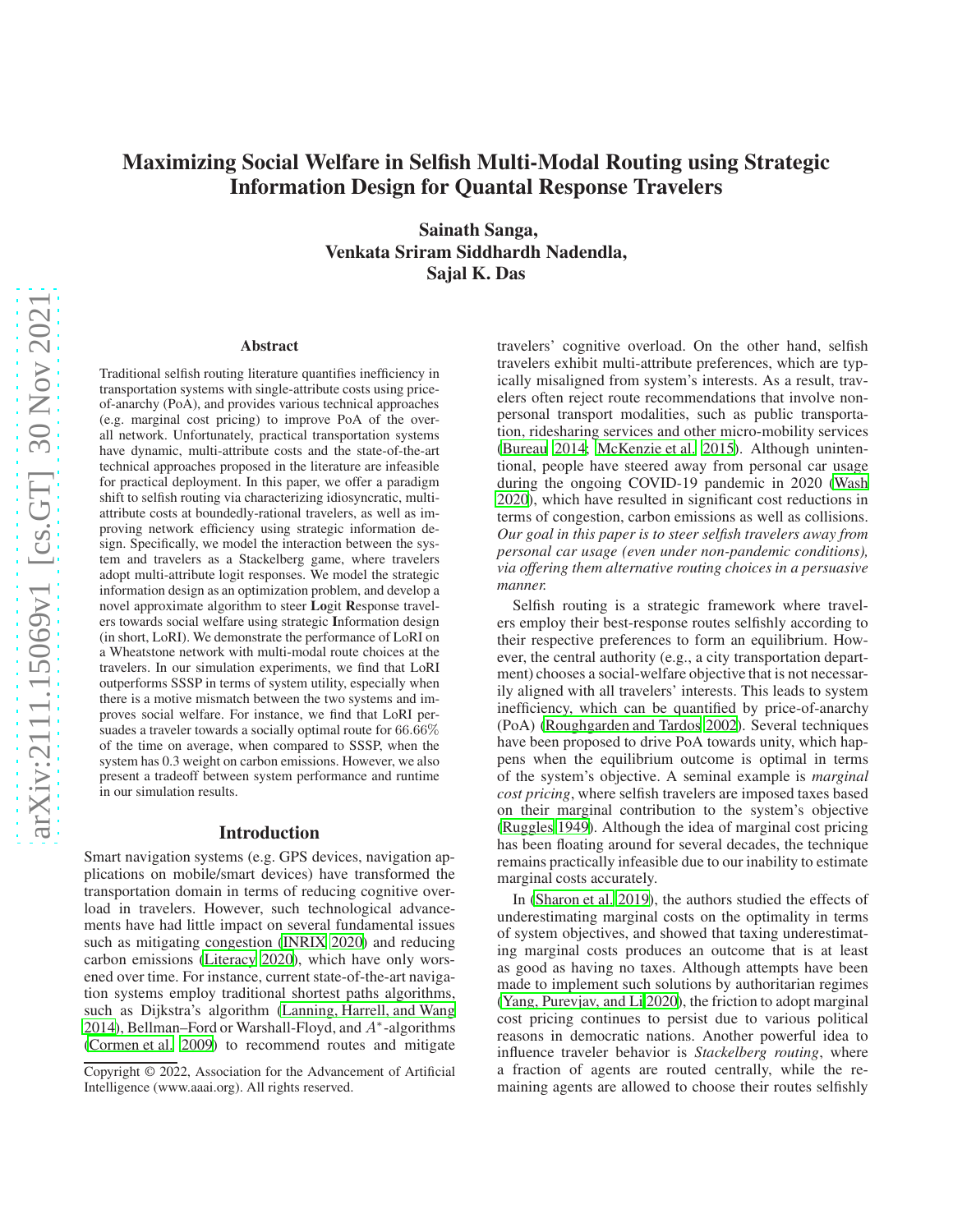# Maximizing Social Welfare in Selfish Multi-Modal Routing using Strategic Information Design for Quantal Response Travelers

**Sainath Sanga,**
**Venkata Sriram Siddhardh Nadendla,**
**Sajal K. Das**

## Abstract

Traditional selfish routing literature quantifies inefficiency in transportation systems with single-attribute costs using price-of-anarchy (PoA), and provides various technical approaches (e.g. marginal cost pricing) to improve PoA of the overall network. Unfortunately, practical transportation systems have dynamic, multi-attribute costs and the state-of-the-art technical approaches proposed in the literature are infeasible for practical deployment. In this paper, we offer a paradigm shift to selfish routing via characterizing idiosyncratic, multi-attribute costs at boundedly-rational travelers, as well as improving network efficiency using strategic information design. Specifically, we model the interaction between the system and travelers as a Stackelberg game, where travelers adopt multi-attribute logit responses. We model the strategic information design as an optimization problem, and develop a novel approximate algorithm to steer **Lo**git **R**esponse travelers towards social welfare using strategic **I**nformation design (in short, LoRI). We demonstrate the performance of LoRI on a Wheatstone network with multi-modal route choices at the travelers. In our simulation experiments, we find that LoRI outperforms SSSP in terms of system utility, especially when there is a motive mismatch between the two systems and improves social welfare. For instance, we find that LoRI persuades a traveler towards a socially optimal route for 66.66% of the time on average, when compared to SSSP, when the system has 0.3 weight on carbon emissions. However, we also present a tradeoff between system performance and runtime in our simulation results.

## Introduction

Smart navigation systems (e.g. GPS devices, navigation applications on mobile/smart devices) have transformed the transportation domain in terms of reducing cognitive overload in travelers. However, such technological advancements have had little impact on several fundamental issues such as mitigating congestion (INRIX 2020) and reducing carbon emissions (Literacy 2020), which have only worsened over time. For instance, current state-of-the-art navigation systems employ traditional shortest paths algorithms, such as Dijkstra's algorithm (Lanning, Harrell, and Wang 2014), Bellman–Ford or Warshall-Floyd, and $A^*$-algorithms (Cormen et al. 2009) to recommend routes and mitigate travelers' cognitive overload. On the other hand, selfish travelers exhibit multi-attribute preferences, which are typically misaligned from system's interests. As a result, travelers often reject route recommendations that involve non-personal transport modalities, such as public transportation, ridesharing services and other micro-mobility services (Bureau 2014; McKenzie et al. 2015). Although unintentional, people have steered away from personal car usage during the ongoing COVID-19 pandemic in 2020 (Wash 2020), which have resulted in significant cost reductions in terms of congestion, carbon emissions as well as collisions. *Our goal in this paper is to steer selfish travelers away from personal car usage (even under non-pandemic conditions), via offering them alternative routing choices in a persuasive manner.*

Selfish routing is a strategic framework where travelers employ their best-response routes selfishly according to their respective preferences to form an equilibrium. However, the central authority (e.g., a city transportation department) chooses a social-welfare objective that is not necessarily aligned with all travelers' interests. This leads to system inefficiency, which can be quantified by price-of-anarchy (PoA) (Roughgarden and Tardos 2002). Several techniques have been proposed to drive PoA towards unity, which happens when the equilibrium outcome is optimal in terms of the system's objective. A seminal example is *marginal cost pricing*, where selfish travelers are imposed taxes based on their marginal contribution to the system's objective (Ruggles 1949). Although the idea of marginal cost pricing has been floating around for several decades, the technique remains practically infeasible due to our inability to estimate marginal costs accurately.

In (Sharon et al. 2019), the authors studied the effects of underestimating marginal costs on the optimality in terms of system objectives, and showed that taxing underestimating marginal costs produces an outcome that is at least as good as having no taxes. Although attempts have been made to implement such solutions by authoritarian regimes (Yang, Purevjav, and Li 2020), the friction to adopt marginal cost pricing continues to persist due to various political reasons in democratic nations. Another powerful idea to influence traveler behavior is *Stackelberg routing*, where a fraction of agents are routed centrally, while the remaining agents are allowed to choose their routes selfishly

Copyright © 2022, Association for the Advancement of Artificial Intelligence (www.aaai.org). All rights reserved.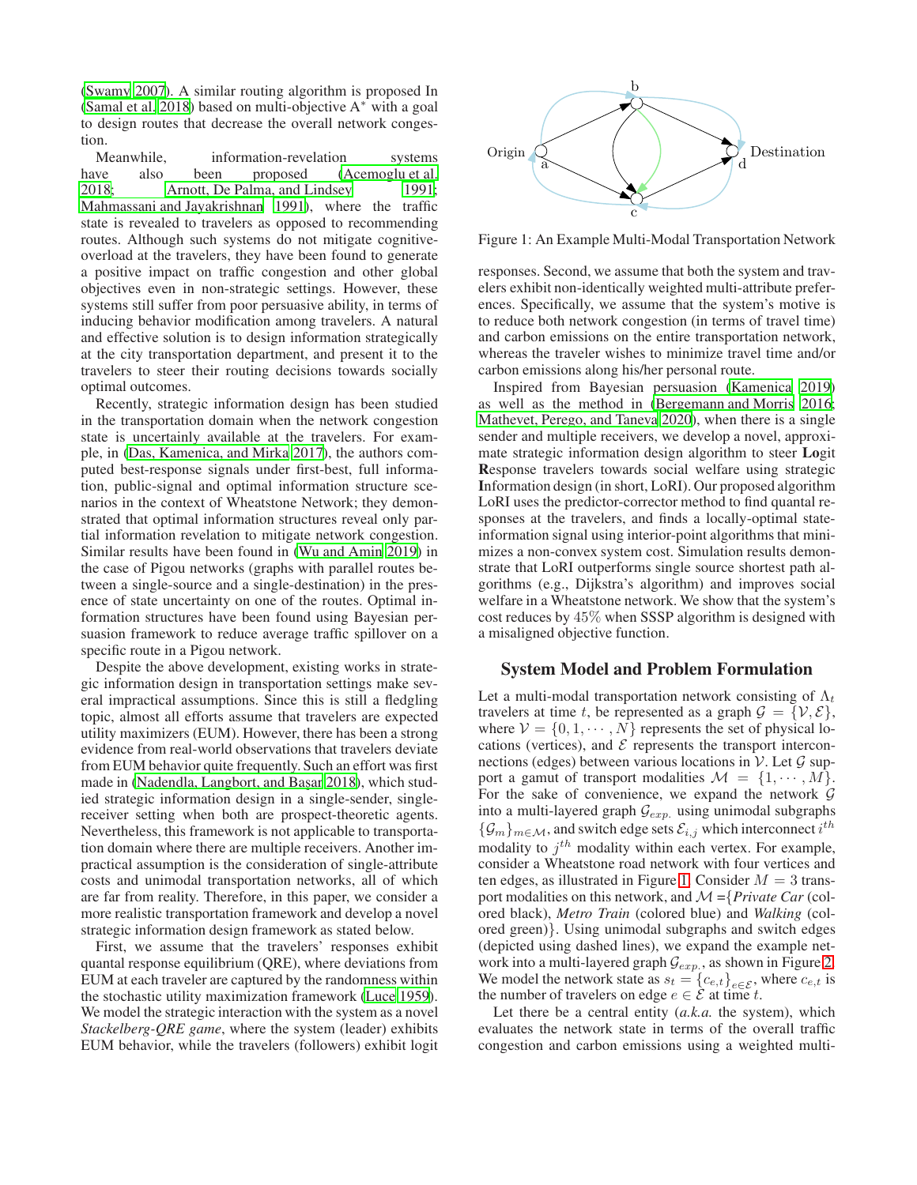(Swamy 2007). A similar routing algorithm is proposed In (Samal et al. 2018) based on multi-objective A$^*$ with a goal to design routes that decrease the overall network congestion.

Meanwhile, information-revelation systems have also been proposed (Acemoglu et al. 2018; Arnott, De Palma, and Lindsey 1991; Mahmassani and Jayakrishnan 1991), where the traffic state is revealed to travelers as opposed to recommending routes. Although such systems do not mitigate cognitive-overload at the travelers, they have been found to generate a positive impact on traffic congestion and other global objectives even in non-strategic settings. However, these systems still suffer from poor persuasive ability, in terms of inducing behavior modification among travelers. A natural and effective solution is to design information strategically at the city transportation department, and present it to the travelers to steer their routing decisions towards socially optimal outcomes.

Recently, strategic information design has been studied in the transportation domain when the network congestion state is uncertainly available at the travelers. For example, in (Das, Kamenica, and Mirka 2017), the authors computed best-response signals under first-best, full information, public-signal and optimal information structure scenarios in the context of Wheatstone Network; they demonstrated that optimal information structures reveal only partial information revelation to mitigate network congestion. Similar results have been found in (Wu and Amin 2019) in the case of Pigou networks (graphs with parallel routes between a single-source and a single-destination) in the presence of state uncertainty on one of the routes. Optimal information structures have been found using Bayesian persuasion framework to reduce average traffic spillover on a specific route in a Pigou network.

Despite the above development, existing works in strategic information design in transportation settings make several impractical assumptions. Since this is still a fledgling topic, almost all efforts assume that travelers are expected utility maximizers (EUM). However, there has been a strong evidence from real-world observations that travelers deviate from EUM behavior quite frequently. Such an effort was first made in (Nadendla, Langbort, and Başar 2018), which studied strategic information design in a single-sender, single-receiver setting when both are prospect-theoretic agents. Nevertheless, this framework is not applicable to transportation domain where there are multiple receivers. Another impractical assumption is the consideration of single-attribute costs and unimodal transportation networks, all of which are far from reality. Therefore, in this paper, we consider a more realistic transportation framework and develop a novel strategic information design framework as stated below.

First, we assume that the travelers' responses exhibit quantal response equilibrium (QRE), where deviations from EUM at each traveler are captured by the randomness within the stochastic utility maximization framework (Luce 1959). We model the strategic interaction with the system as a novel *Stackelberg-QRE game*, where the system (leader) exhibits EUM behavior, while the travelers (followers) exhibit logit responses. Second, we assume that both the system and travelers exhibit non-identically weighted multi-attribute preferences. Specifically, we assume that the system's motive is to reduce both network congestion (in terms of travel time) and carbon emissions on the entire transportation network, whereas the traveler wishes to minimize travel time and/or carbon emissions along his/her personal route.

Figure 1: An Example Multi-Modal Transportation Network

Inspired from Bayesian persuasion (Kamenica 2019) as well as the method in (Bergemann and Morris 2016; Mathevet, Perego, and Taneva 2020), when there is a single sender and multiple receivers, we develop a novel, approximate strategic information design algorithm to steer **Lo**git **R**esponse travelers towards social welfare using strategic **I**nformation design (in short, LoRI). Our proposed algorithm LoRI uses the predictor-corrector method to find quantal responses at the travelers, and finds a locally-optimal state-information signal using interior-point algorithms that minimizes a non-convex system cost. Simulation results demonstrate that LoRI outperforms single source shortest path algorithms (e.g., Dijkstra's algorithm) and improves social welfare in a Wheatstone network. We show that the system's cost reduces by 45% when SSSP algorithm is designed with a misaligned objective function.

## System Model and Problem Formulation

Let a multi-modal transportation network consisting of $\Lambda_t$ travelers at time $t$, be represented as a graph $\mathcal{G} = \{\mathcal{V}, \mathcal{E}\}$, where $\mathcal{V} = \{0, 1, \cdots, N\}$ represents the set of physical locations (vertices), and $\mathcal{E}$ represents the transport interconnections (edges) between various locations in $\mathcal{V}$. Let $\mathcal{G}$ support a gamut of transport modalities $\mathcal{M} = \{1, \cdots, M\}$. For the sake of convenience, we expand the network $\mathcal{G}$ into a multi-layered graph $\mathcal{G}_{exp.}$ using unimodal subgraphs $\{\mathcal{G}_m\}_{m \in \mathcal{M}}$, and switch edge sets $\mathcal{E}_{i,j}$ which interconnect $i^{th}$ modality to $j^{th}$ modality within each vertex. For example, consider a Wheatstone road network with four vertices and ten edges, as illustrated in Figure 1. Consider $M = 3$ transport modalities on this network, and $\mathcal{M}$ ={*Private Car* (colored black), *Metro Train* (colored blue) and *Walking* (colored green)}. Using unimodal subgraphs and switch edges (depicted using dashed lines), we expand the example network into a multi-layered graph $\mathcal{G}_{exp.}$, as shown in Figure 2. We model the network state as $s_t = \{c_{e,t}\}_{e \in \mathcal{E}}$, where $c_{e,t}$ is the number of travelers on edge $e \in \mathcal{E}$ at time $t$.

Let there be a central entity (*a.k.a.* the system), which evaluates the network state in terms of the overall traffic congestion and carbon emissions using a weighted multi-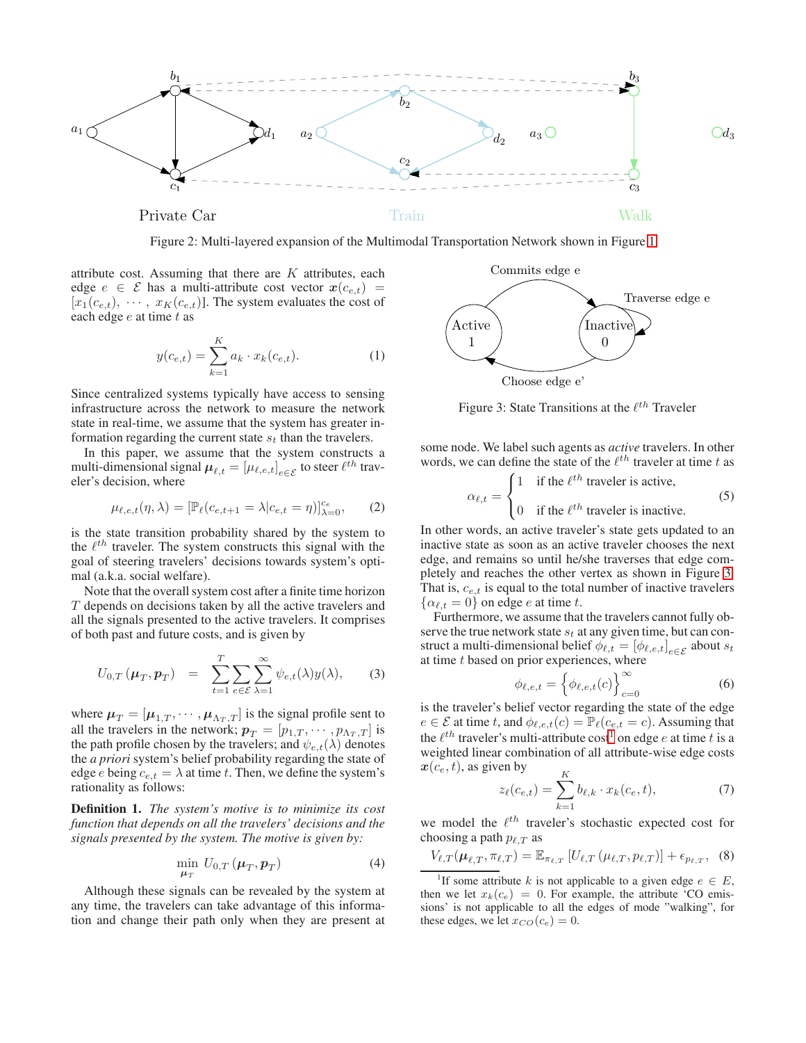Figure 2: Multi-layered expansion of the Multimodal Transportation Network shown in Figure 1

attribute cost. Assuming that there are $K$ attributes, each edge $e \in \mathcal{E}$ has a multi-attribute cost vector $\boldsymbol{x}(c_{e,t}) = [x_1(c_{e,t}), \cdots, x_K(c_{e,t})]$. The system evaluates the cost of each edge $e$ at time $t$ as

$$y(c_{e,t}) = \sum_{k=1}^{K} a_k \cdot x_k(c_{e,t}). \tag{1}$$

Since centralized systems typically have access to sensing infrastructure across the network to measure the network state in real-time, we assume that the system has greater information regarding the current state $s_t$ than the travelers.

In this paper, we assume that the system constructs a multi-dimensional signal $\boldsymbol{\mu}_{\ell,t} = [\mu_{\ell,e,t}]_{e\in\mathcal{E}}$ to steer $\ell^{th}$ traveler's decision, where

$$\mu_{\ell,e,t}(\eta, \lambda) = [\mathbb{P}_\ell(c_{e,t+1} = \lambda | c_{e,t} = \eta)]_{\lambda=0}^{c_e}, \tag{2}$$

is the state transition probability shared by the system to the $\ell^{th}$ traveler. The system constructs this signal with the goal of steering travelers' decisions towards system's optimal (a.k.a. social welfare).

Note that the overall system cost after a finite time horizon $T$ depends on decisions taken by all the active travelers and all the signals presented to the active travelers. It comprises of both past and future costs, and is given by

$$U_{0,T}(\boldsymbol{\mu}_T, \boldsymbol{p}_T) = \sum_{t=1}^{T} \sum_{e\in\mathcal{E}} \sum_{\lambda=1}^{\infty} \psi_{e,t}(\lambda) y(\lambda), \tag{3}$$

where $\boldsymbol{\mu}_T = [\boldsymbol{\mu}_{1,T}, \cdots, \boldsymbol{\mu}_{\Lambda_T,T}]$ is the signal profile sent to all the travelers in the network; $\boldsymbol{p}_T = [p_{1,T}, \cdots, p_{\Lambda_T,T}]$ is the path profile chosen by the travelers; and $\psi_{e,t}(\lambda)$ denotes the *a priori* system's belief probability regarding the state of edge $e$ being $c_{e,t} = \lambda$ at time $t$. Then, we define the system's rationality as follows:

**Definition 1.** *The system's motive is to minimize its cost function that depends on all the travelers' decisions and the signals presented by the system. The motive is given by:*

$$\min_{\boldsymbol{\mu}_T} U_{0,T}(\boldsymbol{\mu}_T, \boldsymbol{p}_T) \tag{4}$$

Although these signals can be revealed by the system at any time, the travelers can take advantage of this information and change their path only when they are present at some node. We label such agents as *active* travelers. In other words, we can define the state of the $\ell^{th}$ traveler at time $t$ as

$$\alpha_{\ell,t} = \begin{cases} 1 & \text{if the } \ell^{th} \text{ traveler is active,} \\ 0 & \text{if the } \ell^{th} \text{ traveler is inactive.} \end{cases} \tag{5}$$

Figure 3: State Transitions at the $\ell^{th}$ Traveler

In other words, an active traveler's state gets updated to an inactive state as soon as an active traveler chooses the next edge, and remains so until he/she traverses that edge completely and reaches the other vertex as shown in Figure 3. That is, $c_{e,t}$ is equal to the total number of inactive travelers $\{\alpha_{\ell,t} = 0\}$ on edge $e$ at time $t$.

Furthermore, we assume that the travelers cannot fully observe the true network state $s_t$ at any given time, but can construct a multi-dimensional belief $\phi_{\ell,t} = [\phi_{\ell,e,t}]_{e\in\mathcal{E}}$ about $s_t$ at time $t$ based on prior experiences, where

$$\phi_{\ell,e,t} = \left\{\phi_{\ell,e,t}(c)\right\}_{c=0}^{\infty} \tag{6}$$

is the traveler's belief vector regarding the state of the edge $e \in \mathcal{E}$ at time $t$, and $\phi_{\ell,e,t}(c) = \mathbb{P}_\ell(c_{e,t} = c)$. Assuming that the $\ell^{th}$ traveler's multi-attribute cost[1] on edge $e$ at time $t$ is a weighted linear combination of all attribute-wise edge costs $\boldsymbol{x}(c_e, t)$, as given by

$$z_\ell(c_{e,t}) = \sum_{k=1}^{K} b_{\ell,k} \cdot x_k(c_e, t), \tag{7}$$

we model the $\ell^{th}$ traveler's stochastic expected cost for choosing a path $p_{\ell,T}$ as

$$V_{\ell,T}(\boldsymbol{\mu}_{\ell,T}, \pi_{\ell,T}) = \mathbb{E}_{\pi_{\ell,T}}\left[U_{\ell,T}(\mu_{\ell,T}, p_{\ell,T})\right] + \epsilon_{p_{\ell,T}}, \tag{8}$$

[1] If some attribute $k$ is not applicable to a given edge $e \in E$, then we let $x_k(c_e) = 0$. For example, the attribute 'CO emissions' is not applicable to all the edges of mode "walking", for these edges, we let $x_{CO}(c_e) = 0$.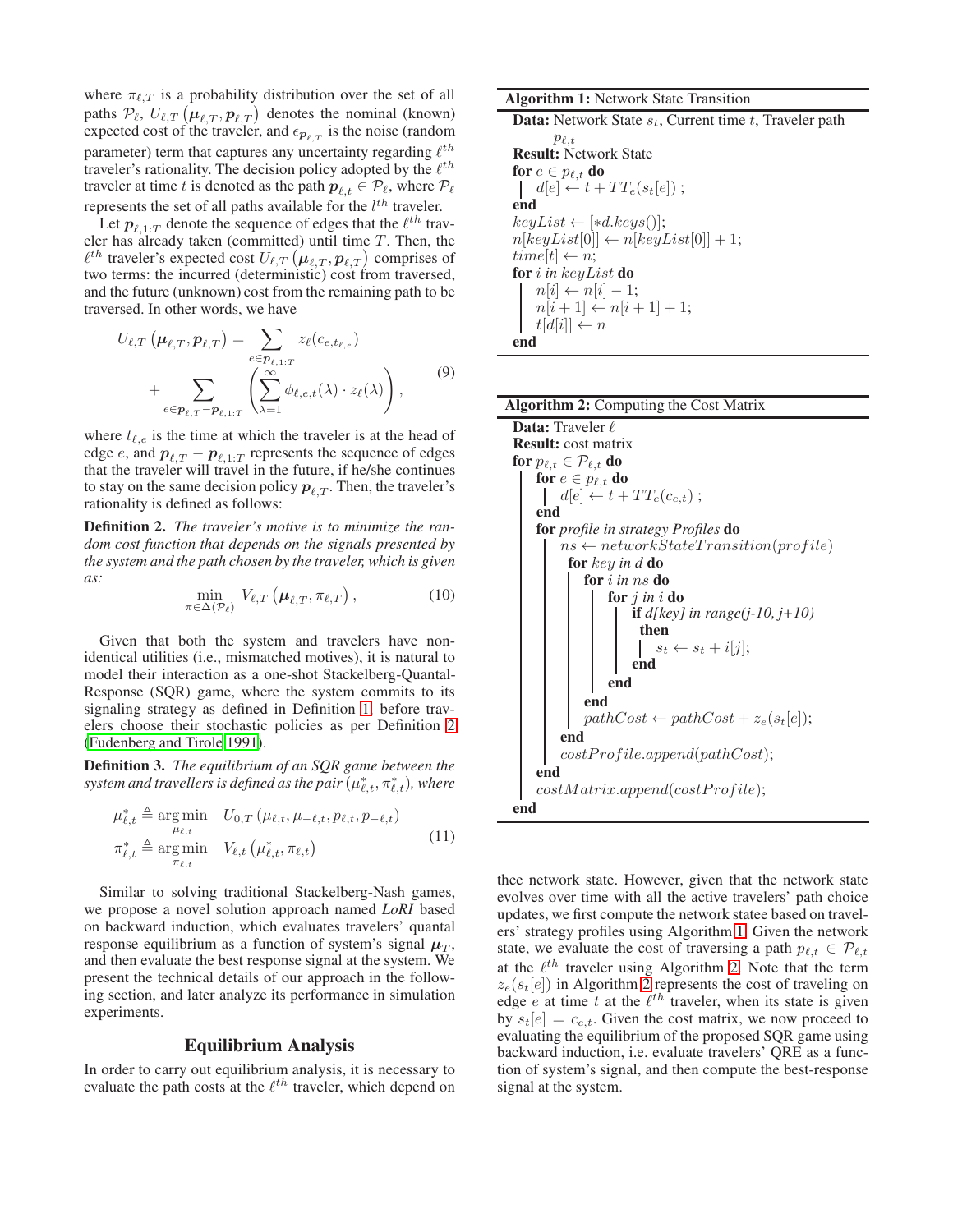where $\pi_{\ell,T}$ is a probability distribution over the set of all paths $\mathcal{P}_\ell$, $U_{\ell,T}\left(\boldsymbol{\mu}_{\ell,T}, \boldsymbol{p}_{\ell,T}\right)$ denotes the nominal (known) expected cost of the traveler, and $\epsilon_{\boldsymbol{p}_{\ell,T}}$ is the noise (random parameter) term that captures any uncertainty regarding $\ell^{th}$ traveler's rationality. The decision policy adopted by the $\ell^{th}$ traveler at time $t$ is denoted as the path $\boldsymbol{p}_{\ell,t} \in \mathcal{P}_\ell$, where $\mathcal{P}_\ell$ represents the set of all paths available for the $l^{th}$ traveler.

Let $\boldsymbol{p}_{\ell,1:T}$ denote the sequence of edges that the $\ell^{th}$ traveler has already taken (committed) until time $T$. Then, the $\ell^{th}$ traveler's expected cost $U_{\ell,T}\left(\boldsymbol{\mu}_{\ell,T}, \boldsymbol{p}_{\ell,T}\right)$ comprises of two terms: the incurred (deterministic) cost from traversed, and the future (unknown) cost from the remaining path to be traversed. In other words, we have

$$
\begin{aligned}
U_{\ell,T}\left(\boldsymbol{\mu}_{\ell,T}, \boldsymbol{p}_{\ell,T}\right) = & \sum_{e \in \boldsymbol{p}_{\ell,1:T}} z_\ell(c_{e,t_{\ell,e}}) \\
& + \sum_{e \in \boldsymbol{p}_{\ell,T} - \boldsymbol{p}_{\ell,1:T}} \left( \sum_{\lambda=1}^{\infty} \phi_{\ell,e,t}(\lambda) \cdot z_\ell(\lambda) \right),
\end{aligned}
\tag{9}
$$

where $t_{\ell,e}$ is the time at which the traveler is at the head of edge $e$, and $\boldsymbol{p}_{\ell,T} - \boldsymbol{p}_{\ell,1:T}$ represents the sequence of edges that the traveler will travel in the future, if he/she continues to stay on the same decision policy $\boldsymbol{p}_{\ell,T}$. Then, the traveler's rationality is defined as follows:

**Definition 2.** *The traveler's motive is to minimize the random cost function that depends on the signals presented by the system and the path chosen by the traveler, which is given as:*

$$
\min_{\pi \in \Delta(\mathcal{P}_\ell)} \; V_{\ell,T}\left(\boldsymbol{\mu}_{\ell,T}, \pi_{\ell,T}\right), \tag{10}
$$

Given that both the system and travelers have non-identical utilities (i.e., mismatched motives), it is natural to model their interaction as a one-shot Stackelberg-Quantal-Response (SQR) game, where the system commits to its signaling strategy as defined in Definition 1 before travelers choose their stochastic policies as per Definition 2 (Fudenberg and Tirole 1991).

**Definition 3.** *The equilibrium of an SQR game between the system and travellers is defined as the pair $(\mu^*_{\ell,t}, \pi^*_{\ell,t})$, where*

$$
\begin{aligned}
\mu^*_{\ell,t} &\triangleq \arg\min_{\mu_{\ell,t}} \quad U_{0,T}\left(\mu_{\ell,t}, \mu_{-\ell,t}, p_{\ell,t}, p_{-\ell,t}\right) \\
\pi^*_{\ell,t} &\triangleq \arg\min_{\pi_{\ell,t}} \quad V_{\ell,t}\left(\mu^*_{\ell,t}, \pi_{\ell,t}\right)
\end{aligned}
\tag{11}
$$

Similar to solving traditional Stackelberg-Nash games, we propose a novel solution approach named *LoRI* based on backward induction, which evaluates travelers' quantal response equilibrium as a function of system's signal $\boldsymbol{\mu}_T$, and then evaluate the best response signal at the system. We present the technical details of our approach in the following section, and later analyze its performance in simulation experiments.

## Equilibrium Analysis

In order to carry out equilibrium analysis, it is necessary to evaluate the path costs at the $\ell^{th}$ traveler, which depend on thee network state. However, given that the network state evolves over time with all the active travelers' path choice updates, we first compute the network statee based on travelers' strategy profiles using Algorithm 1. Given the network state, we evaluate the cost of traversing a path $p_{\ell,t} \in \mathcal{P}_{\ell,t}$ at the $\ell^{th}$ traveler using Algorithm 2. Note that the term $z_e(s_t[e])$ in Algorithm 2 represents the cost of traveling on edge $e$ at time $t$ at the $\ell^{th}$ traveler, when its state is given by $s_t[e] = c_{e,t}$. Given the cost matrix, we now proceed to evaluating the equilibrium of the proposed SQR game using backward induction, i.e. evaluate travelers' QRE as a function of system's signal, and then compute the best-response signal at the system.

**Algorithm 1:** Network State Transition

```
Data: Network State s_t, Current time t, Traveler path p_{ℓ,t}
Result: Network State
for e ∈ p_{ℓ,t} do
    d[e] ← t + TT_e(s_t[e]) ;
end
keyList ← [*d.keys()];
n[keyList[0]] ← n[keyList[0]] + 1;
time[t] ← n;
for i in keyList do
    n[i] ← n[i] − 1;
    n[i + 1] ← n[i + 1] + 1;
    t[d[i]] ← n
end
```

**Algorithm 2:** Computing the Cost Matrix

```
Data: Traveler ℓ
Result: cost matrix
for p_{ℓ,t} ∈ P_{ℓ,t} do
    for e ∈ p_{ℓ,t} do
        d[e] ← t + TT_e(c_{e,t}) ;
    end
    for profile in strategy Profiles do
        ns ← networkStateTransition(profile)
        for key in d do
            for i in ns do
                for j in i do
                    if d[key] in range(j-10, j+10) then
                        s_t ← s_t + i[j];
                    end
                end
            end
            pathCost ← pathCost + z_e(s_t[e]);
        end
        costProfile.append(pathCost);
    end
    costMatrix.append(costProfile);
end
```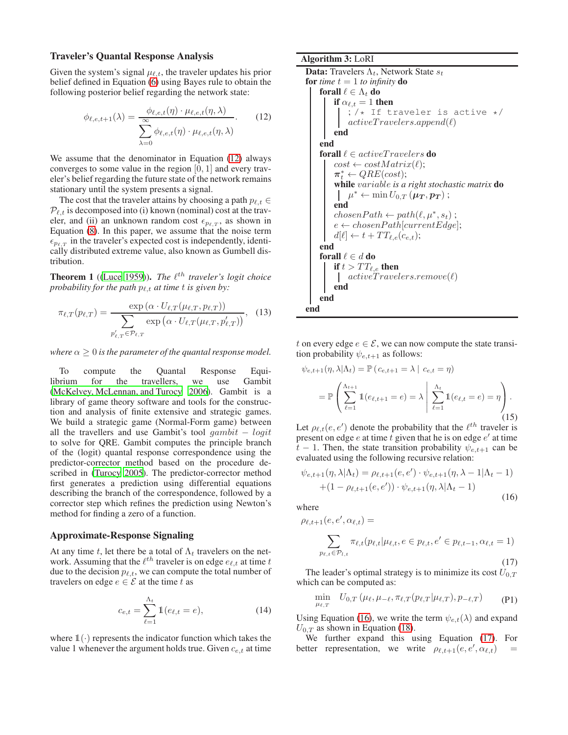### Traveler's Quantal Response Analysis

Given the system's signal $\mu_{\ell,t}$, the traveler updates his prior belief defined in Equation (6) using Bayes rule to obtain the following posterior belief regarding the network state:

$$\phi_{\ell,e,t+1}(\lambda) = \frac{\phi_{\ell,e,t}(\eta) \cdot \mu_{\ell,e,t}(\eta, \lambda)}{\sum_{\lambda=0}^{\infty} \phi_{\ell,e,t}(\eta) \cdot \mu_{\ell,e,t}(\eta, \lambda)}. \tag{12}$$

We assume that the denominator in Equation (12) always converges to some value in the region $[0, 1]$ and every traveler's belief regarding the future state of the network remains stationary until the system presents a signal.

The cost that the traveler attains by choosing a path $p_{\ell,t} \in \mathcal{P}_{\ell,t}$ is decomposed into (i) known (nominal) cost at the traveler, and (ii) an unknown random cost $\epsilon_{p_{\ell,T}}$, as shown in Equation (8). In this paper, we assume that the noise term $\epsilon_{p_{\ell,T}}$ in the traveler's expected cost is independently, identically distributed extreme value, also known as Gumbell distribution.

**Theorem 1** ((Luce 1959))**.** *The $\ell^{th}$ traveler's logit choice probability for the path $p_{\ell,t}$ at time $t$ is given by:*

$$\pi_{\ell,T}(p_{\ell,T}) = \frac{\exp\left(\alpha \cdot U_{\ell,T}(\mu_{\ell,T}, p_{\ell,T})\right)}{\sum_{p'_{\ell,T} \in \mathcal{P}_{\ell,T}} \exp\left(\alpha \cdot U_{\ell,T}(\mu_{\ell,T}, p'_{\ell,T})\right)}, \tag{13}$$

*where $\alpha \geq 0$ is the parameter of the quantal response model.*

To compute the Quantal Response Equilibrium for the travellers, we use Gambit (McKelvey, McLennan, and Turocy 2006). Gambit is a library of game theory software and tools for the construction and analysis of finite extensive and strategic games. We build a strategic game (Normal-Form game) between all the travellers and use Gambit's tool $gambit-logit$ to solve for QRE. Gambit computes the principle branch of the (logit) quantal response correspondence using the predictor-corrector method based on the procedure described in (Turocy 2005). The predictor-corrector method first generates a prediction using differential equations describing the branch of the correspondence, followed by a corrector step which refines the prediction using Newton's method for finding a zero of a function.

### Approximate-Response Signaling

At any time $t$, let there be a total of $\Lambda_t$ travelers on the network. Assuming that the $\ell^{th}$ traveler is on edge $e_{\ell,t}$ at time $t$ due to the decision $p_{\ell,t}$, we can compute the total number of travelers on edge $e \in \mathcal{E}$ at the time $t$ as

$$c_{e,t} = \sum_{\ell=1}^{\Lambda_t} \mathbb{1}(e_{\ell,t} = e), \tag{14}$$

where $\mathbb{1}(\cdot)$ represents the indicator function which takes the value 1 whenever the argument holds true. Given $c_{e,t}$ at time $t$ on every edge $e \in \mathcal{E}$, we can now compute the state transition probability $\psi_{e,t+1}$ as follows:

$$\begin{aligned}
\psi_{e,t+1}(\eta, \lambda | \Lambda_t) &= \mathbb{P}\left(c_{e,t+1} = \lambda \mid c_{e,t} = \eta\right) \\
&= \mathbb{P}\left(\sum_{\ell=1}^{\Lambda_{t+1}} \mathbb{1}(e_{\ell,t+1} = e) = \lambda \;\middle|\; \sum_{\ell=1}^{\Lambda_t} \mathbb{1}(e_{\ell,t} = e) = \eta\right).
\end{aligned} \tag{15}$$

Let $\rho_{\ell,t}(e, e')$ denote the probability that the $\ell^{th}$ traveler is present on edge $e$ at time $t$ given that he is on edge $e'$ at time $t-1$. Then, the state transition probability $\psi_{e,t+1}$ can be evaluated using the following recursive relation:

$$\begin{aligned}
\psi_{e,t+1}(\eta, \lambda | \Lambda_t) &= \rho_{\ell,t+1}(e, e') \cdot \psi_{e,t+1}(\eta, \lambda - 1 | \Lambda_t - 1) \\
&\quad + (1 - \rho_{\ell,t+1}(e, e')) \cdot \psi_{e,t+1}(\eta, \lambda | \Lambda_t - 1)
\end{aligned} \tag{16}$$

where

$$\rho_{\ell,t+1}(e, e', \alpha_{\ell,t}) = \sum_{p_{\ell,t} \in \mathcal{P}_{l,t}} \pi_{\ell,t}(p_{\ell,t} | \mu_{\ell,t}, e \in p_{\ell,t}, e' \in p_{\ell,t-1}, \alpha_{\ell,t} = 1) \tag{17}$$

The leader's optimal strategy is to minimize its cost $U_{0,T}$ which can be computed as:

$$\min_{\mu_{\ell,T}} \quad U_{0,T}\left(\mu_\ell, \mu_{-\ell}, \pi_{\ell,T}(p_{\ell,T} | \mu_{\ell,T}), p_{-\ell,T}\right) \tag{P1}$$

Using Equation (16), we write the term $\psi_{e,t}(\lambda)$ and expand $U_{0,T}$ as shown in Equation (18).

We further expand this using Equation (17). For better representation, we write $\rho_{\ell,t+1}(e, e', \alpha_{\ell,t}) =$

---

**Algorithm 3:** LoRI

**Data:** Travelers $\Lambda_t$, Network State $s_t$

**for** *time* $t = 1$ *to infinity* **do**
  **forall** $\ell \in \Lambda_t$ **do**
    **if** $\alpha_{\ell,t} = 1$ **then**
      ; /\* If traveler is active \*/
      $activeTravelers.append(\ell)$
    **end**
  **end**
  **forall** $\ell \in activeTravelers$ **do**
    $cost \leftarrow costMatrix(\ell)$;
    $\boldsymbol{\pi}^*_t \leftarrow QRE(cost)$;
    **while** *variable is a right stochastic matrix* **do**
      $\mu^* \leftarrow \min U_{0,T}\left(\boldsymbol{\mu_T}, \boldsymbol{p_T}\right)$ ;
    **end**
    $chosenPath \leftarrow path(\ell, \mu^*, s_t)$ ;
    $e \leftarrow chosenPath[currentEdge]$;
    $d[\ell] \leftarrow t + TT_{\ell,e}(c_{e,t})$;
  **end**
  **forall** $\ell \in d$ **do**
    **if** $t > TT_{\ell,e}$ **then**
      $activeTravelers.remove(\ell)$
    **end**
  **end**
**end**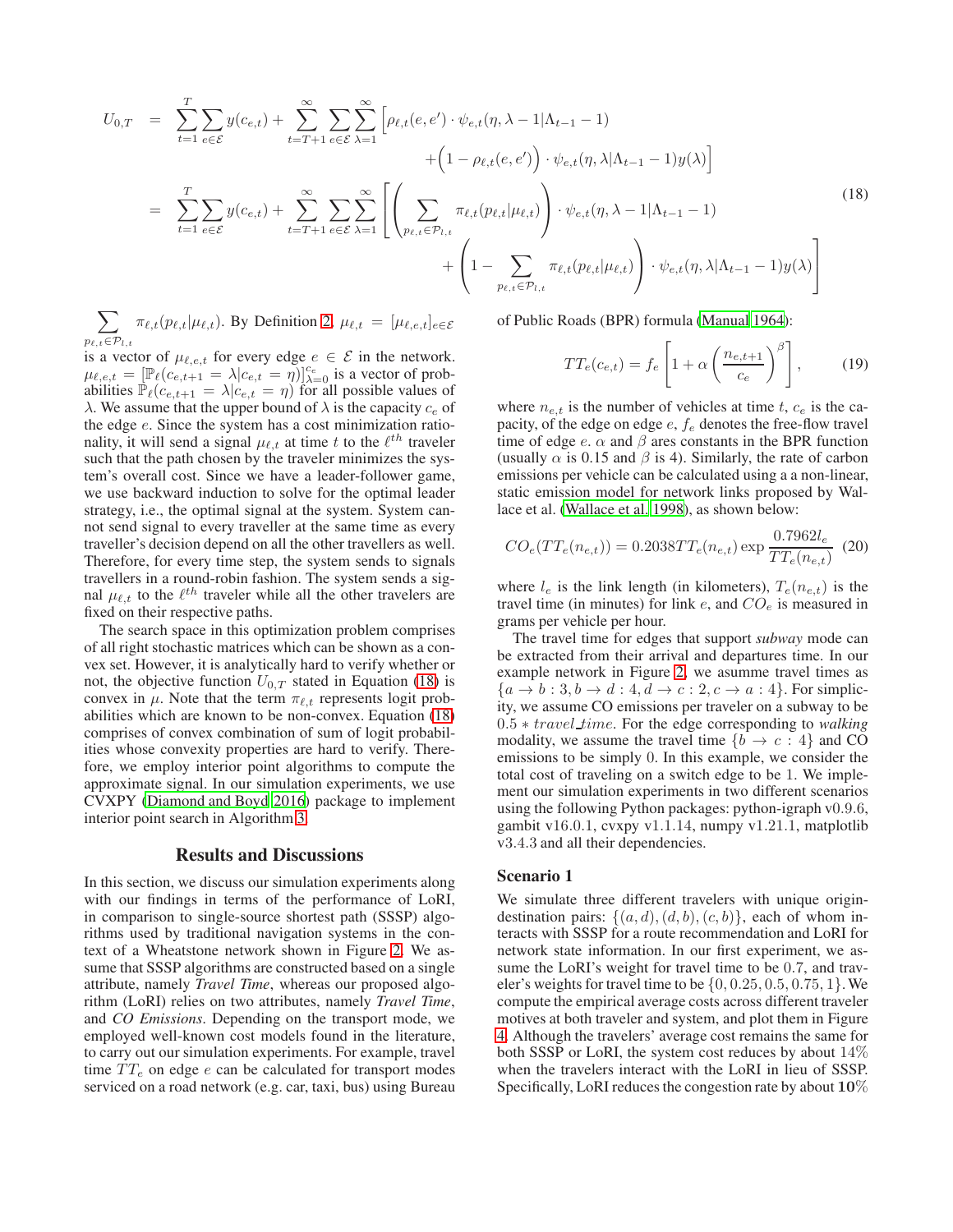$$
\begin{aligned}
U_{0,T} &= \sum_{t=1}^{T}\sum_{e\in\mathcal{E}} y(c_{e,t}) + \sum_{t=T+1}^{\infty}\sum_{e\in\mathcal{E}}\sum_{\lambda=1}^{\infty}\Big[\rho_{\ell,t}(e,e')\cdot\psi_{e,t}(\eta,\lambda-1|\Lambda_{t-1}-1) \\
&\qquad + \Big(1-\rho_{\ell,t}(e,e')\Big)\cdot\psi_{e,t}(\eta,\lambda|\Lambda_{t-1}-1)y(\lambda)\Big] \\
&= \sum_{t=1}^{T}\sum_{e\in\mathcal{E}} y(c_{e,t}) + \sum_{t=T+1}^{\infty}\sum_{e\in\mathcal{E}}\sum_{\lambda=1}^{\infty}\Bigg[\Bigg(\sum_{p_{\ell,t}\in\mathcal{P}_{l,t}}\pi_{\ell,t}(p_{\ell,t}|\mu_{\ell,t})\Bigg)\cdot\psi_{e,t}(\eta,\lambda-1|\Lambda_{t-1}-1) \\
&\qquad + \Bigg(1-\sum_{p_{\ell,t}\in\mathcal{P}_{l,t}}\pi_{\ell,t}(p_{\ell,t}|\mu_{\ell,t})\Bigg)\cdot\psi_{e,t}(\eta,\lambda|\Lambda_{t-1}-1)y(\lambda)\Bigg]
\end{aligned}
\tag{18}
$$

$\sum_{p_{\ell,t}\in\mathcal{P}_{l,t}}\pi_{\ell,t}(p_{\ell,t}|\mu_{\ell,t})$. By Definition 2, $\mu_{\ell,t} = [\mu_{\ell,e,t}]_{e\in\mathcal{E}}$ is a vector of $\mu_{\ell,e,t}$ for every edge $e \in \mathcal{E}$ in the network. $\mu_{\ell,e,t} = [\mathbb{P}_\ell(c_{e,t+1} = \lambda | c_{e,t} = \eta)]_{\lambda=0}^{c_e}$ is a vector of probabilities $\mathbb{P}_\ell(c_{e,t+1} = \lambda|c_{e,t} = \eta)$ for all possible values of $\lambda$. We assume that the upper bound of $\lambda$ is the capacity $c_e$ of the edge $e$. Since the system has a cost minimization rationality, it will send a signal $\mu_{\ell,t}$ at time $t$ to the $\ell^{th}$ traveler such that the path chosen by the traveler minimizes the system's overall cost. Since we have a leader-follower game, we use backward induction to solve for the optimal leader strategy, i.e., the optimal signal at the system. System cannot send signal to every traveller at the same time as every traveller's decision depend on all the other travellers as well. Therefore, for every time step, the system sends to signals travellers in a round-robin fashion. The system sends a signal $\mu_{\ell,t}$ to the $\ell^{th}$ traveler while all the other travelers are fixed on their respective paths.

The search space in this optimization problem comprises of all right stochastic matrices which can be shown as a convex set. However, it is analytically hard to verify whether or not, the objective function $U_{0,T}$ stated in Equation (18) is convex in $\mu$. Note that the term $\pi_{\ell,t}$ represents logit probabilities which are known to be non-convex. Equation (18) comprises of convex combination of sum of logit probabilities whose convexity properties are hard to verify. Therefore, we employ interior point algorithms to compute the approximate signal. In our simulation experiments, we use CVXPY (Diamond and Boyd 2016) package to implement interior point search in Algorithm 3.

## Results and Discussions

In this section, we discuss our simulation experiments along with our findings in terms of the performance of LoRI, in comparison to single-source shortest path (SSSP) algorithms used by traditional navigation systems in the context of a Wheatstone network shown in Figure 2. We assume that SSSP algorithms are constructed based on a single attribute, namely *Travel Time*, whereas our proposed algorithm (LoRI) relies on two attributes, namely *Travel Time*, and *CO Emissions*. Depending on the transport mode, we employed well-known cost models found in the literature, to carry out our simulation experiments. For example, travel time $TT_e$ on edge $e$ can be calculated for transport modes serviced on a road network (e.g. car, taxi, bus) using Bureau of Public Roads (BPR) formula (Manual 1964):

$$
TT_e(c_{e,t}) = f_e\left[1 + \alpha\left(\frac{n_{e,t+1}}{c_e}\right)^{\beta}\right], \tag{19}
$$

where $n_{e,t}$ is the number of vehicles at time $t$, $c_e$ is the capacity, of the edge on edge $e$, $f_e$ denotes the free-flow travel time of edge $e$. $\alpha$ and $\beta$ ares constants in the BPR function (usually $\alpha$ is 0.15 and $\beta$ is 4). Similarly, the rate of carbon emissions per vehicle can be calculated using a a non-linear, static emission model for network links proposed by Wallace et al. (Wallace et al. 1998), as shown below:

$$
CO_e(TT_e(n_{e,t})) = 0.2038 TT_e(n_{e,t}) \exp\frac{0.7962 l_e}{TT_e(n_{e,t})} \tag{20}
$$

where $l_e$ is the link length (in kilometers), $T_e(n_{e,t})$ is the travel time (in minutes) for link $e$, and $CO_e$ is measured in grams per vehicle per hour.

The travel time for edges that support *subway* mode can be extracted from their arrival and departures time. In our example network in Figure 2, we asumme travel times as $\{a \to b : 3, b \to d : 4, d \to c : 2, c \to a : 4\}$. For simplicity, we assume CO emissions per traveler on a subway to be $0.5 * travel\_time$. For the edge corresponding to *walking* modality, we assume the travel time $\{b \to c : 4\}$ and CO emissions to be simply 0. In this example, we consider the total cost of traveling on a switch edge to be 1. We implement our simulation experiments in two different scenarios using the following Python packages: python-igraph v0.9.6, gambit v16.0.1, cvxpy v1.1.14, numpy v1.21.1, matplotlib v3.4.3 and all their dependencies.

### Scenario 1

We simulate three different travelers with unique origin-destination pairs: $\{(a, d), (d, b), (c, b)\}$, each of whom interacts with SSSP for a route recommendation and LoRI for network state information. In our first experiment, we assume the LoRI's weight for travel time to be 0.7, and traveler's weights for travel time to be $\{0, 0.25, 0.5, 0.75, 1\}$. We compute the empirical average costs across different traveler motives at both traveler and system, and plot them in Figure 4. Although the travelers' average cost remains the same for both SSSP or LoRI, the system cost reduces by about 14% when the travelers interact with the LoRI in lieu of SSSP. Specifically, LoRI reduces the congestion rate by about **10**%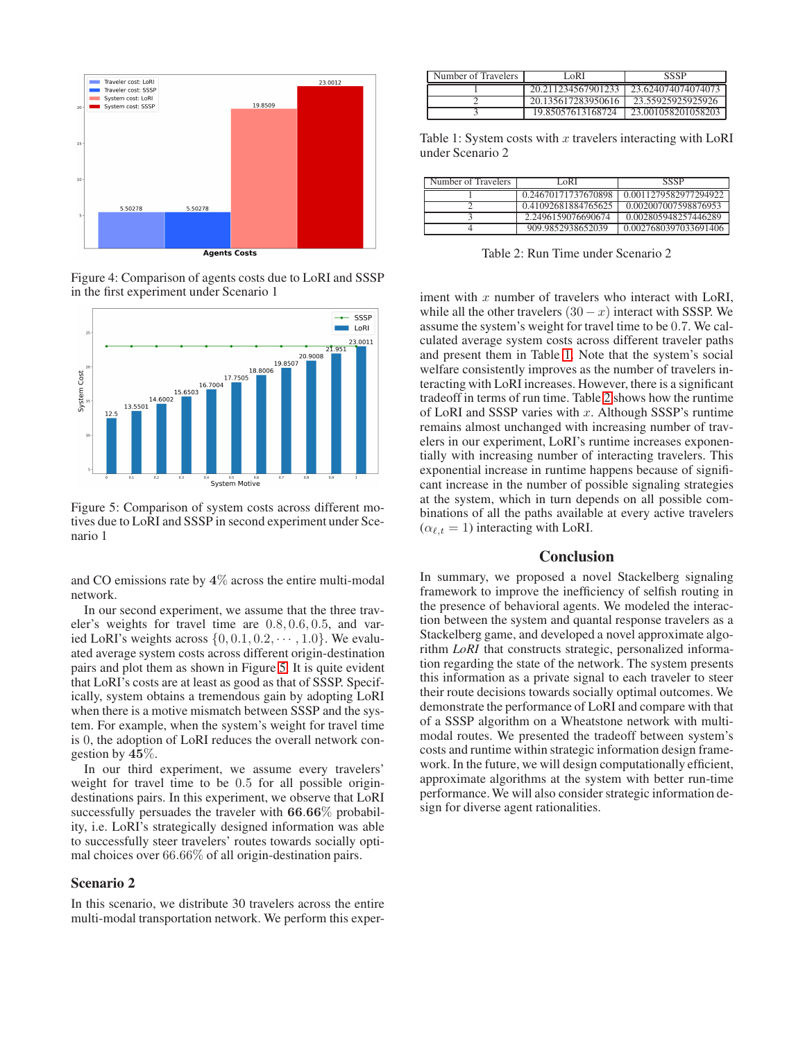Figure 4: Comparison of agents costs due to LoRI and SSSP in the first experiment under Scenario 1

Figure 5: Comparison of system costs across different motives due to LoRI and SSSP in second experiment under Scenario 1

and CO emissions rate by 4% across the entire multi-modal network.

In our second experiment, we assume that the three traveler's weights for travel time are $0.8, 0.6, 0.5$, and varied LoRI's weights across $\{0, 0.1, 0.2, \cdots, 1.0\}$. We evaluated average system costs across different origin-destination pairs and plot them as shown in Figure 5. It is quite evident that LoRI's costs are at least as good as that of SSSP. Specifically, system obtains a tremendous gain by adopting LoRI when there is a motive mismatch between SSSP and the system. For example, when the system's weight for travel time is 0, the adoption of LoRI reduces the overall network congestion by **45**%.

In our third experiment, we assume every travelers' weight for travel time to be 0.5 for all possible origin-destinations pairs. In this experiment, we observe that LoRI successfully persuades the traveler with **66.66**% probability, i.e. LoRI's strategically designed information was able to successfully steer travelers' routes towards socially optimal choices over 66.66% of all origin-destination pairs.

## Scenario 2

In this scenario, we distribute 30 travelers across the entire multi-modal transportation network. We perform this experiment with $x$ number of travelers who interact with LoRI, while all the other travelers $(30 - x)$ interact with SSSP. We assume the system's weight for travel time to be 0.7. We calculated average system costs across different traveler paths and present them in Table 1. Note that the system's social welfare consistently improves as the number of travelers interacting with LoRI increases. However, there is a significant tradeoff in terms of run time. Table 2 shows how the runtime of LoRI and SSSP varies with $x$. Although SSSP's runtime remains almost unchanged with increasing number of travelers in our experiment, LoRI's runtime increases exponentially with increasing number of interacting travelers. This exponential increase in runtime happens because of significant increase in the number of possible signaling strategies at the system, which in turn depends on all possible combinations of all the paths available at every active travelers $(\alpha_{\ell,t} = 1)$ interacting with LoRI.

| Number of Travelers | LoRI | SSSP |
|---|---|---|
| 1 | 20.211234567901233 | 23.624074074074073 |
| 2 | 20.135617283950616 | 23.55925925925926 |
| 3 | 19.85057613168724 | 23.001058201058203 |

Table 1: System costs with $x$ travelers interacting with LoRI under Scenario 2

| Number of Travelers | LoRI | SSSP |
|---|---|---|
| 1 | 0.24670171737670898 | 0.0011279582977294922 |
| 2 | 0.41092681884765625 | 0.002007007598876953 |
| 3 | 2.2496159076690674 | 0.002805948257446289 |
| 4 | 909.9852938652039 | 0.0027680397033691406 |

Table 2: Run Time under Scenario 2

## Conclusion

In summary, we proposed a novel Stackelberg signaling framework to improve the inefficiency of selfish routing in the presence of behavioral agents. We modeled the interaction between the system and quantal response travelers as a Stackelberg game, and developed a novel approximate algorithm *LoRI* that constructs strategic, personalized information regarding the state of the network. The system presents this information as a private signal to each traveler to steer their route decisions towards socially optimal outcomes. We demonstrate the performance of LoRI and compare with that of a SSSP algorithm on a Wheatstone network with multi-modal routes. We presented the tradeoff between system's costs and runtime within strategic information design framework. In the future, we will design computationally efficient, approximate algorithms at the system with better run-time performance. We will also consider strategic information design for diverse agent rationalities.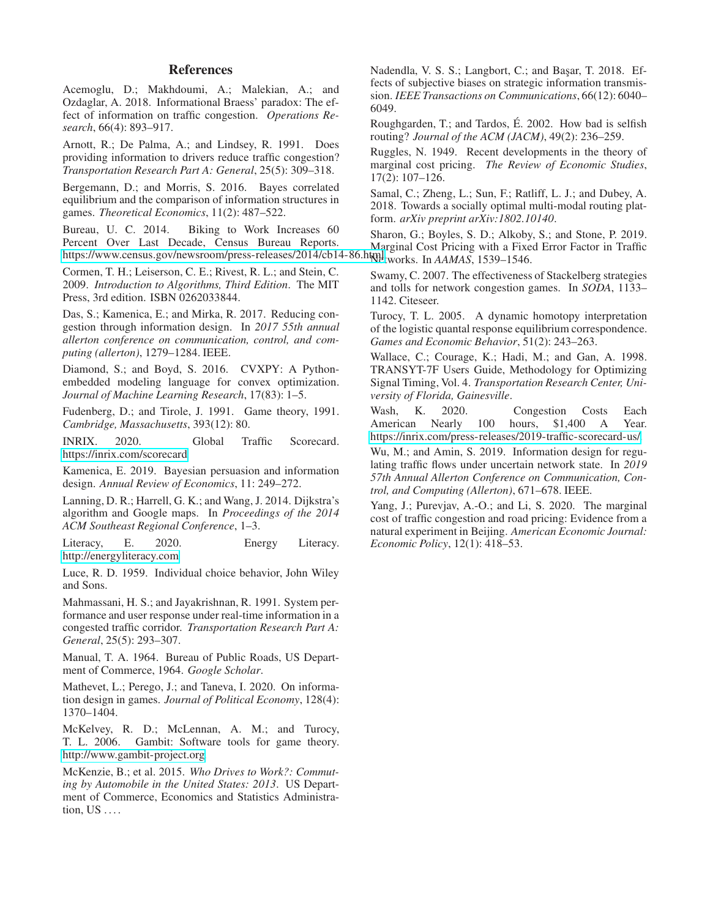## References

Acemoglu, D.; Makhdoumi, A.; Malekian, A.; and Ozdaglar, A. 2018. Informational Braess' paradox: The effect of information on traffic congestion. *Operations Research*, 66(4): 893–917.

Arnott, R.; De Palma, A.; and Lindsey, R. 1991. Does providing information to drivers reduce traffic congestion? *Transportation Research Part A: General*, 25(5): 309–318.

Bergemann, D.; and Morris, S. 2016. Bayes correlated equilibrium and the comparison of information structures in games. *Theoretical Economics*, 11(2): 487–522.

Bureau, U. C. 2014. Biking to Work Increases 60 Percent Over Last Decade, Census Bureau Reports. https://www.census.gov/newsroom/press-releases/2014/cb14-86.html.

Cormen, T. H.; Leiserson, C. E.; Rivest, R. L.; and Stein, C. 2009. *Introduction to Algorithms, Third Edition*. The MIT Press, 3rd edition. ISBN 0262033844.

Das, S.; Kamenica, E.; and Mirka, R. 2017. Reducing congestion through information design. In *2017 55th annual allerton conference on communication, control, and computing (allerton)*, 1279–1284. IEEE.

Diamond, S.; and Boyd, S. 2016. CVXPY: A Python-embedded modeling language for convex optimization. *Journal of Machine Learning Research*, 17(83): 1–5.

Fudenberg, D.; and Tirole, J. 1991. Game theory, 1991. *Cambridge, Massachusetts*, 393(12): 80.

INRIX. 2020. Global Traffic Scorecard. https://inrix.com/scorecard.

Kamenica, E. 2019. Bayesian persuasion and information design. *Annual Review of Economics*, 11: 249–272.

Lanning, D. R.; Harrell, G. K.; and Wang, J. 2014. Dijkstra's algorithm and Google maps. In *Proceedings of the 2014 ACM Southeast Regional Conference*, 1–3.

Literacy, E. 2020. Energy Literacy. http://energyliteracy.com.

Luce, R. D. 1959. Individual choice behavior, John Wiley and Sons.

Mahmassani, H. S.; and Jayakrishnan, R. 1991. System performance and user response under real-time information in a congested traffic corridor. *Transportation Research Part A: General*, 25(5): 293–307.

Manual, T. A. 1964. Bureau of Public Roads, US Department of Commerce, 1964. *Google Scholar*.

Mathevet, L.; Perego, J.; and Taneva, I. 2020. On information design in games. *Journal of Political Economy*, 128(4): 1370–1404.

McKelvey, R. D.; McLennan, A. M.; and Turocy, T. L. 2006. Gambit: Software tools for game theory. http://www.gambit-project.org.

McKenzie, B.; et al. 2015. *Who Drives to Work?: Commuting by Automobile in the United States: 2013*. US Department of Commerce, Economics and Statistics Administration, US ....

Nadendla, V. S. S.; Langbort, C.; and Başar, T. 2018. Effects of subjective biases on strategic information transmission. *IEEE Transactions on Communications*, 66(12): 6040–6049.

Roughgarden, T.; and Tardos, É. 2002. How bad is selfish routing? *Journal of the ACM (JACM)*, 49(2): 236–259.

Ruggles, N. 1949. Recent developments in the theory of marginal cost pricing. *The Review of Economic Studies*, 17(2): 107–126.

Samal, C.; Zheng, L.; Sun, F.; Ratliff, L. J.; and Dubey, A. 2018. Towards a socially optimal multi-modal routing platform. *arXiv preprint arXiv:1802.10140*.

Sharon, G.; Boyles, S. D.; Alkoby, S.; and Stone, P. 2019. Marginal Cost Pricing with a Fixed Error Factor in Traffic Networks. In *AAMAS*, 1539–1546.

Swamy, C. 2007. The effectiveness of Stackelberg strategies and tolls for network congestion games. In *SODA*, 1133–1142. Citeseer.

Turocy, T. L. 2005. A dynamic homotopy interpretation of the logistic quantal response equilibrium correspondence. *Games and Economic Behavior*, 51(2): 243–263.

Wallace, C.; Courage, K.; Hadi, M.; and Gan, A. 1998. TRANSYT-7F Users Guide, Methodology for Optimizing Signal Timing, Vol. 4. *Transportation Research Center, University of Florida, Gainesville*.

Wash, K. 2020. Congestion Costs Each American Nearly 100 hours, $1,400 A Year. https://inrix.com/press-releases/2019-traffic-scorecard-us/.

Wu, M.; and Amin, S. 2019. Information design for regulating traffic flows under uncertain network state. In *2019 57th Annual Allerton Conference on Communication, Control, and Computing (Allerton)*, 671–678. IEEE.

Yang, J.; Purevjav, A.-O.; and Li, S. 2020. The marginal cost of traffic congestion and road pricing: Evidence from a natural experiment in Beijing. *American Economic Journal: Economic Policy*, 12(1): 418–53.